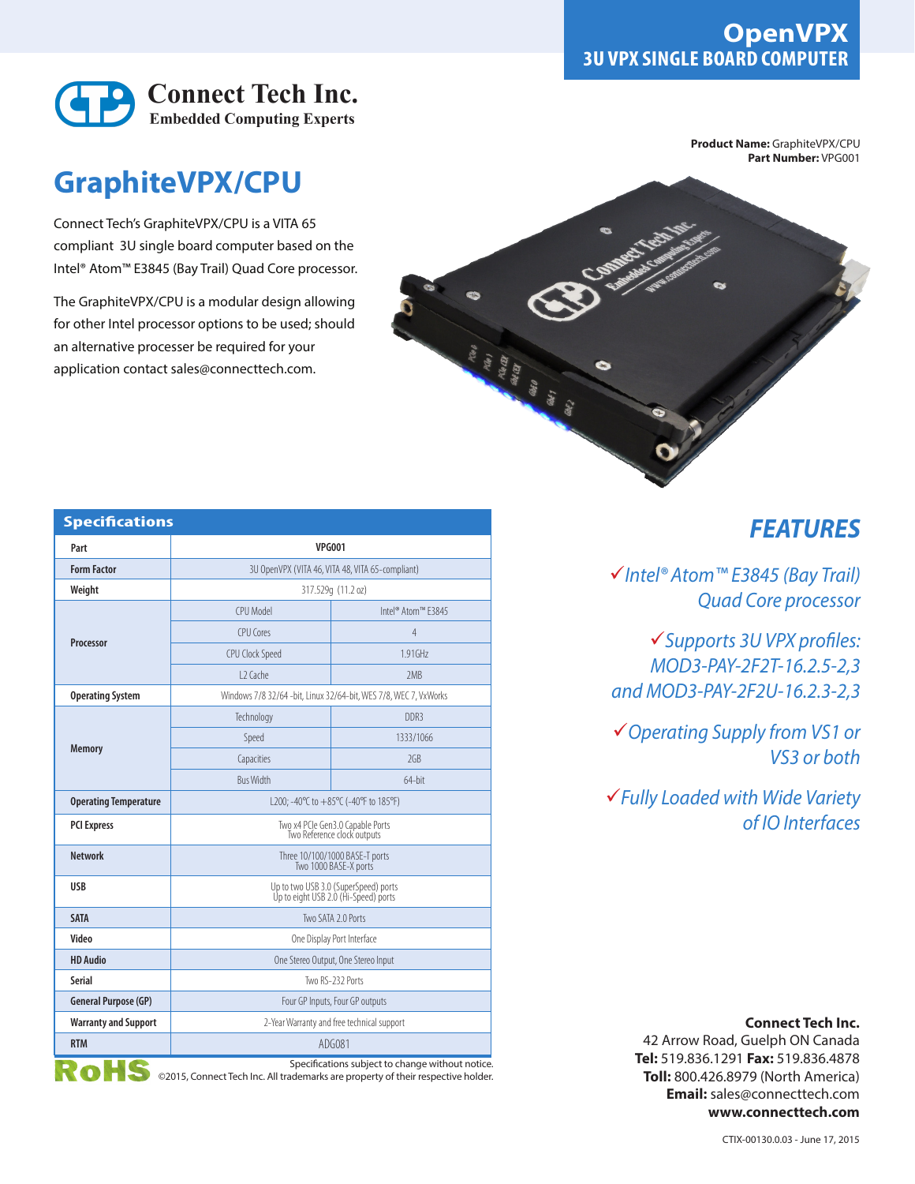# OpenVPX
## 3U VPX SINGLE BOARD COMPUTER

Connect Tech Inc.
Embedded Computing Experts

**Product Name:** GraphiteVPX/CPU
**Part Number:** VPG001

# GraphiteVPX/CPU

Connect Tech's GraphiteVPX/CPU is a VITA 65 compliant 3U single board computer based on the Intel® Atom™ E3845 (Bay Trail) Quad Core processor.

The GraphiteVPX/CPU is a modular design allowing for other Intel processor options to be used; should an alternative processer be required for your application contact sales@connecttech.com.

## Specifications

| Part | VPG001 | |
|---|---|---|
| Form Factor | 3U OpenVPX (VITA 46, VITA 48, VITA 65-compliant) | |
| Weight | 317.529g (11.2 oz) | |
| Processor | CPU Model | Intel® Atom™ E3845 |
| | CPU Cores | 4 |
| | CPU Clock Speed | 1.91GHz |
| | L2 Cache | 2MB |
| Operating System | Windows 7/8 32/64 -bit, Linux 32/64-bit, WES 7/8, WEC 7, VxWorks | |
| Memory | Technology | DDR3 |
| | Speed | 1333/1066 |
| | Capacities | 2GB |
| | Bus Width | 64-bit |
| Operating Temperature | L200; -40°C to +85°C (-40°F to 185°F) | |
| PCI Express | Two x4 PCIe Gen3.0 Capable Ports<br>Two Reference clock outputs | |
| Network | Three 10/100/1000 BASE-T ports<br>Two 1000 BASE-X ports | |
| USB | Up to two USB 3.0 (SuperSpeed) ports<br>Up to eight USB 2.0 (Hi-Speed) ports | |
| SATA | Two SATA 2.0 Ports | |
| Video | One Display Port Interface | |
| HD Audio | One Stereo Output, One Stereo Input | |
| Serial | Two RS-232 Ports | |
| General Purpose (GP) | Four GP Inputs, Four GP outputs | |
| Warranty and Support | 2-Year Warranty and free technical support | |
| RTM | ADG081 | |

RoHS

Specifications subject to change without notice.
©2015, Connect Tech Inc. All trademarks are property of their respective holder.

## FEATURES

- ✓ *Intel® Atom™ E3845 (Bay Trail) Quad Core processor*
- ✓ *Supports 3U VPX profiles: MOD3-PAY-2F2T-16.2.5-2,3 and MOD3-PAY-2F2U-16.2.3-2,3*
- ✓ *Operating Supply from VS1 or VS3 or both*
- ✓ *Fully Loaded with Wide Variety of IO Interfaces*

**Connect Tech Inc.**
42 Arrow Road, Guelph ON Canada
**Tel:** 519.836.1291 **Fax:** 519.836.4878
**Toll:** 800.426.8979 (North America)
**Email:** sales@connecttech.com
**www.connecttech.com**

CTIX-00130.0.03 - June 17, 2015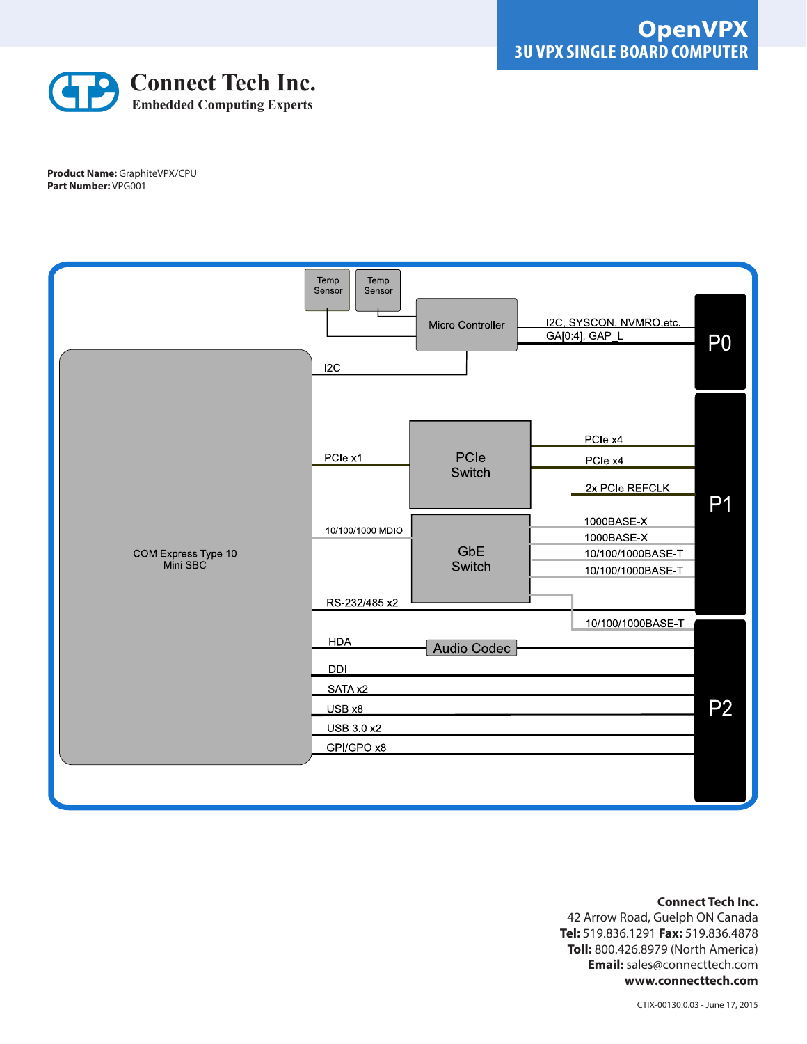**Product Name:** GraphiteVPX/CPU
**Part Number:** VPG001

Temp Sensor
Temp Sensor
Micro Controller
I2C, SYSCON, NVMRO,etc.
GA[0:4], GAP_L
P0
I2C
PCIe x1
PCIe Switch
PCIe x4
PCIe x4
2x PCIe REFCLK
P1
10/100/1000 MDIO
GbE Switch
1000BASE-X
1000BASE-X
10/100/1000BASE-T
10/100/1000BASE-T
COM Express Type 10
Mini SBC
RS-232/485 x2
10/100/1000BASE-T
HDA
Audio Codec
DDI
SATA x2
USB x8
USB 3.0 x2
GPI/GPO x8
P2

**Connect Tech Inc.**
42 Arrow Road, Guelph ON Canada
**Tel:** 519.836.1291 **Fax:** 519.836.4878
**Toll:** 800.426.8979 (North America)
**Email:** sales@connecttech.com
**www.connecttech.com**

CTIX-00130.0.03 - June 17, 2015